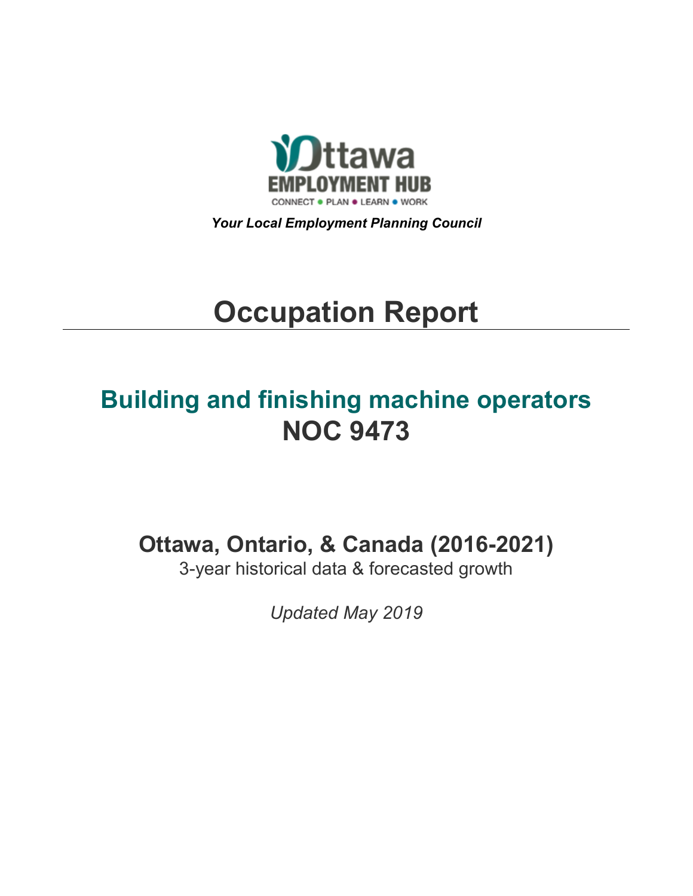Ottawa EMPLOYMENT HUB

CONNECT • PLAN • LEARN • WORK

*Your Local Employment Planning Council*

# Occupation Report

## Building and finishing machine operators
## NOC 9473

### Ottawa, Ontario, & Canada (2016-2021)

3-year historical data & forecasted growth

*Updated May 2019*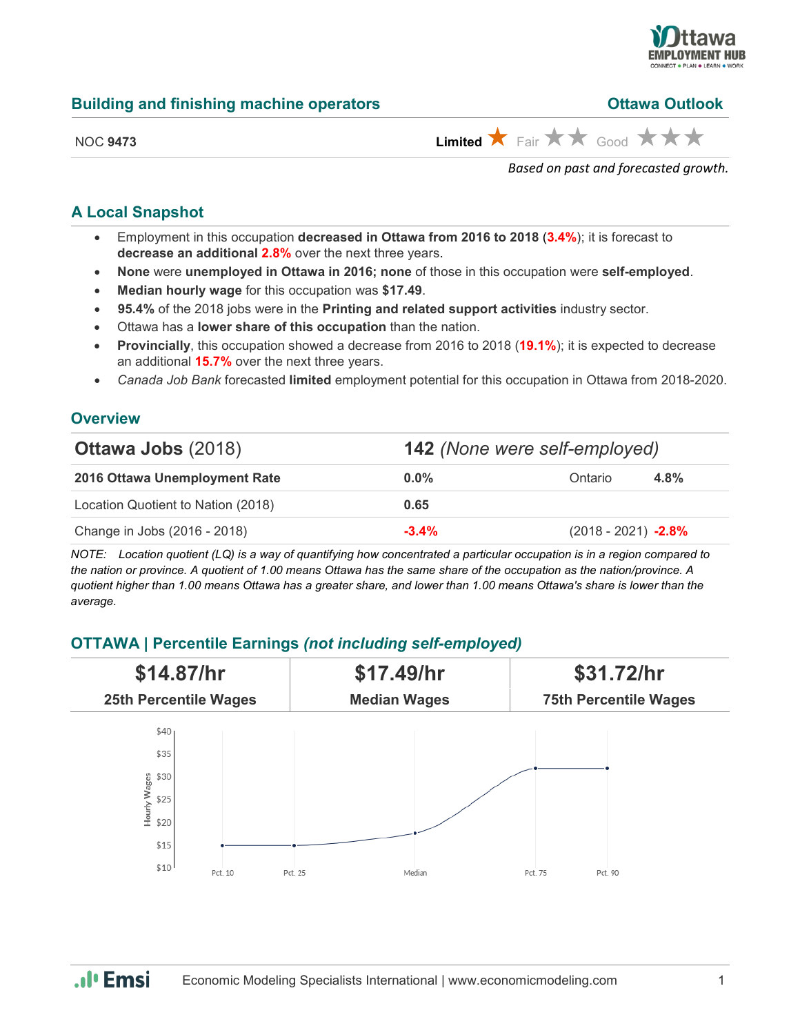## Building and finishing machine operators

**Ottawa Outlook**

NOC **9473**

**Limited** ★ Fair ★★ Good ★★★

*Based on past and forecasted growth.*

## A Local Snapshot

- Employment in this occupation **decreased in Ottawa from 2016 to 2018** (**3.4%**); it is forecast to **decrease an additional 2.8%** over the next three years.
- **None** were **unemployed in Ottawa in 2016; none** of those in this occupation were **self-employed**.
- **Median hourly wage** for this occupation was **$17.49**.
- **95.4%** of the 2018 jobs were in the **Printing and related support activities** industry sector.
- Ottawa has a **lower share of this occupation** than the nation.
- **Provincially**, this occupation showed a decrease from 2016 to 2018 (**19.1%**); it is expected to decrease an additional **15.7%** over the next three years.
- *Canada Job Bank* forecasted **limited** employment potential for this occupation in Ottawa from 2018-2020.

## Overview

| **Ottawa Jobs** (2018) | **142** *(None were self-employed)* | | |
|---|---|---|---|
| **2016 Ottawa Unemployment Rate** | **0.0%** | Ontario | **4.8%** |
| Location Quotient to Nation (2018) | **0.65** | | |
| Change in Jobs (2016 - 2018) | **-3.4%** | (2018 - 2021) | **-2.8%** |

*NOTE: Location quotient (LQ) is a way of quantifying how concentrated a particular occupation is in a region compared to the nation or province. A quotient of 1.00 means Ottawa has the same share of the occupation as the nation/province. A quotient higher than 1.00 means Ottawa has a greater share, and lower than 1.00 means Ottawa's share is lower than the average.*

## OTTAWA | Percentile Earnings *(not including self-employed)*

| **$14.87/hr** | **$17.49/hr** | **$31.72/hr** |
|---|---|---|
| **25th Percentile Wages** | **Median Wages** | **75th Percentile Wages** |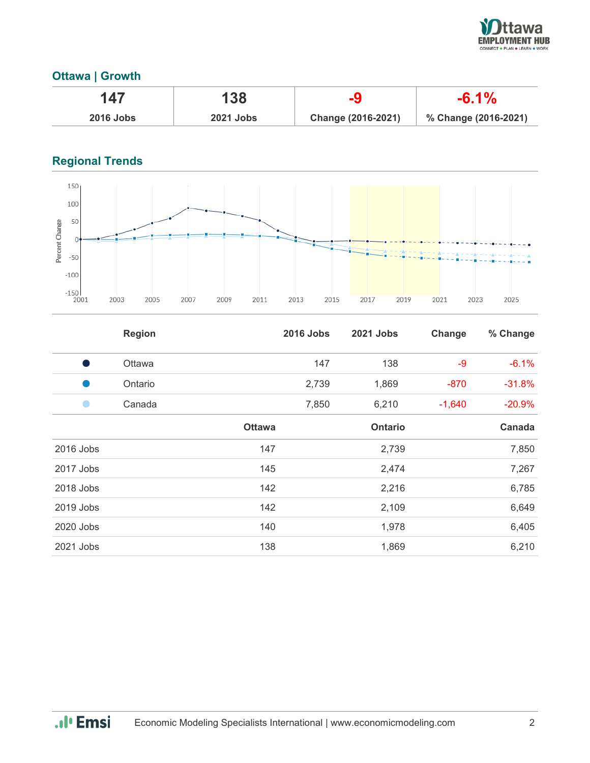## Ottawa | Growth

| 147 | 138 | -9 | -6.1% |
|---|---|---|---|
| 2016 Jobs | 2021 Jobs | Change (2016-2021) | % Change (2016-2021) |

## Regional Trends

| | Region | 2016 Jobs | 2021 Jobs | Change | % Change |
|---|---|---|---|---|---|
| ● | Ottawa | 147 | 138 | -9 | -6.1% |
| ● | Ontario | 2,739 | 1,869 | -870 | -31.8% |
| ● | Canada | 7,850 | 6,210 | -1,640 | -20.9% |

| | Ottawa | Ontario | Canada |
|---|---|---|---|
| 2016 Jobs | 147 | 2,739 | 7,850 |
| 2017 Jobs | 145 | 2,474 | 7,267 |
| 2018 Jobs | 142 | 2,216 | 6,785 |
| 2019 Jobs | 142 | 2,109 | 6,649 |
| 2020 Jobs | 140 | 1,978 | 6,405 |
| 2021 Jobs | 138 | 1,869 | 6,210 |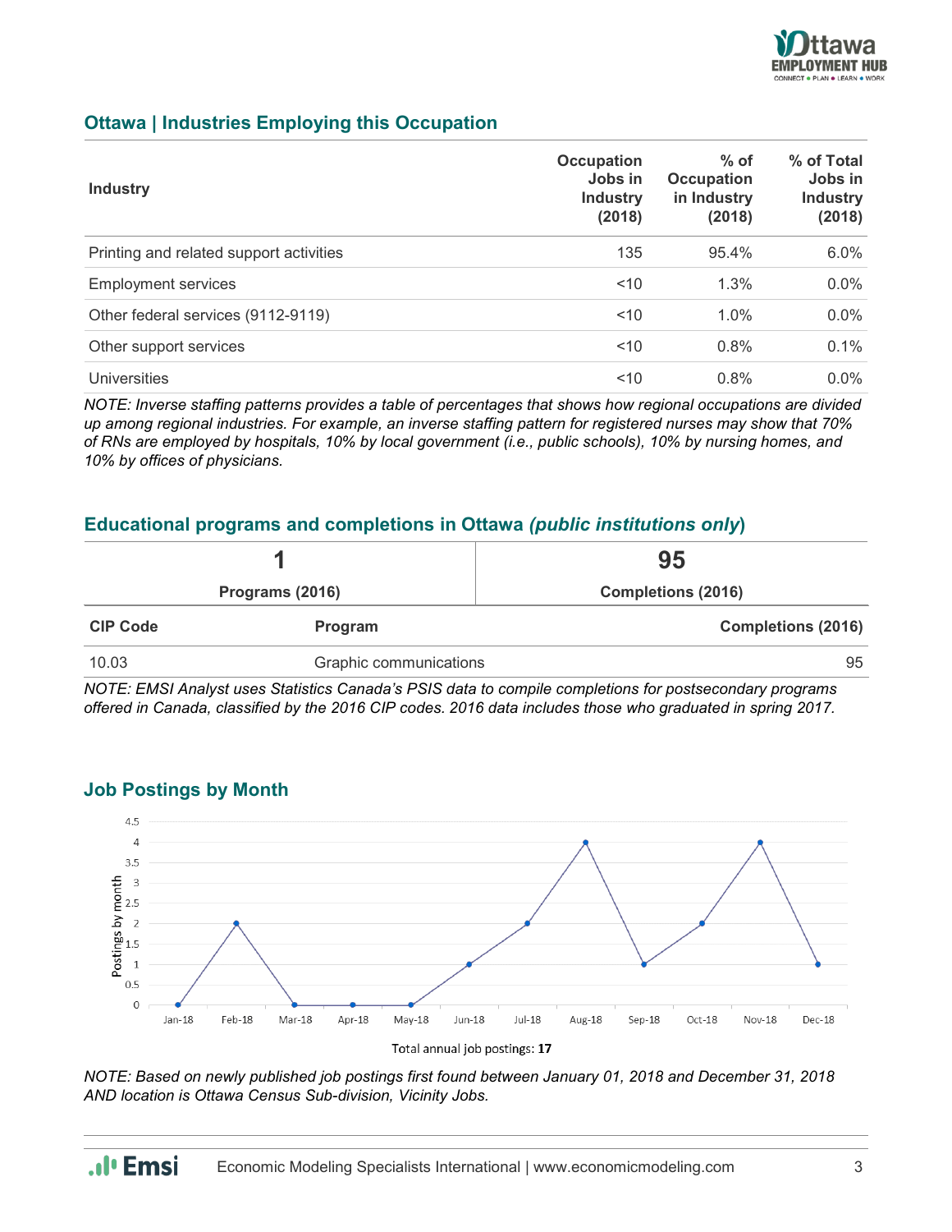## Ottawa | Industries Employing this Occupation

| Industry | Occupation Jobs in Industry (2018) | % of Occupation in Industry (2018) | % of Total Jobs in Industry (2018) |
|---|---|---|---|
| Printing and related support activities | 135 | 95.4% | 6.0% |
| Employment services | <10 | 1.3% | 0.0% |
| Other federal services (9112-9119) | <10 | 1.0% | 0.0% |
| Other support services | <10 | 0.8% | 0.1% |
| Universities | <10 | 0.8% | 0.0% |

*NOTE: Inverse staffing patterns provides a table of percentages that shows how regional occupations are divided up among regional industries. For example, an inverse staffing pattern for registered nurses may show that 70% of RNs are employed by hospitals, 10% by local government (i.e., public schools), 10% by nursing homes, and 10% by offices of physicians.*

## Educational programs and completions in Ottawa *(public institutions only)*

| 1 | 95 |
|---|---|
| Programs (2016) | Completions (2016) |

| CIP Code | Program | Completions (2016) |
|---|---|---|
| 10.03 | Graphic communications | 95 |

*NOTE: EMSI Analyst uses Statistics Canada's PSIS data to compile completions for postsecondary programs offered in Canada, classified by the 2016 CIP codes. 2016 data includes those who graduated in spring 2017.*

## Job Postings by Month

| Month | Postings by month |
|---|---|
| Jan-18 | 0 |
| Feb-18 | 2 |
| Mar-18 | 0 |
| Apr-18 | 0 |
| May-18 | 0 |
| Jun-18 | 1 |
| Jul-18 | 2 |
| Aug-18 | 4 |
| Sep-18 | 1 |
| Oct-18 | 2 |
| Nov-18 | 4 |
| Dec-18 | 1 |

Total annual job postings: **17**

*NOTE: Based on newly published job postings first found between January 01, 2018 and December 31, 2018 AND location is Ottawa Census Sub-division, Vicinity Jobs.*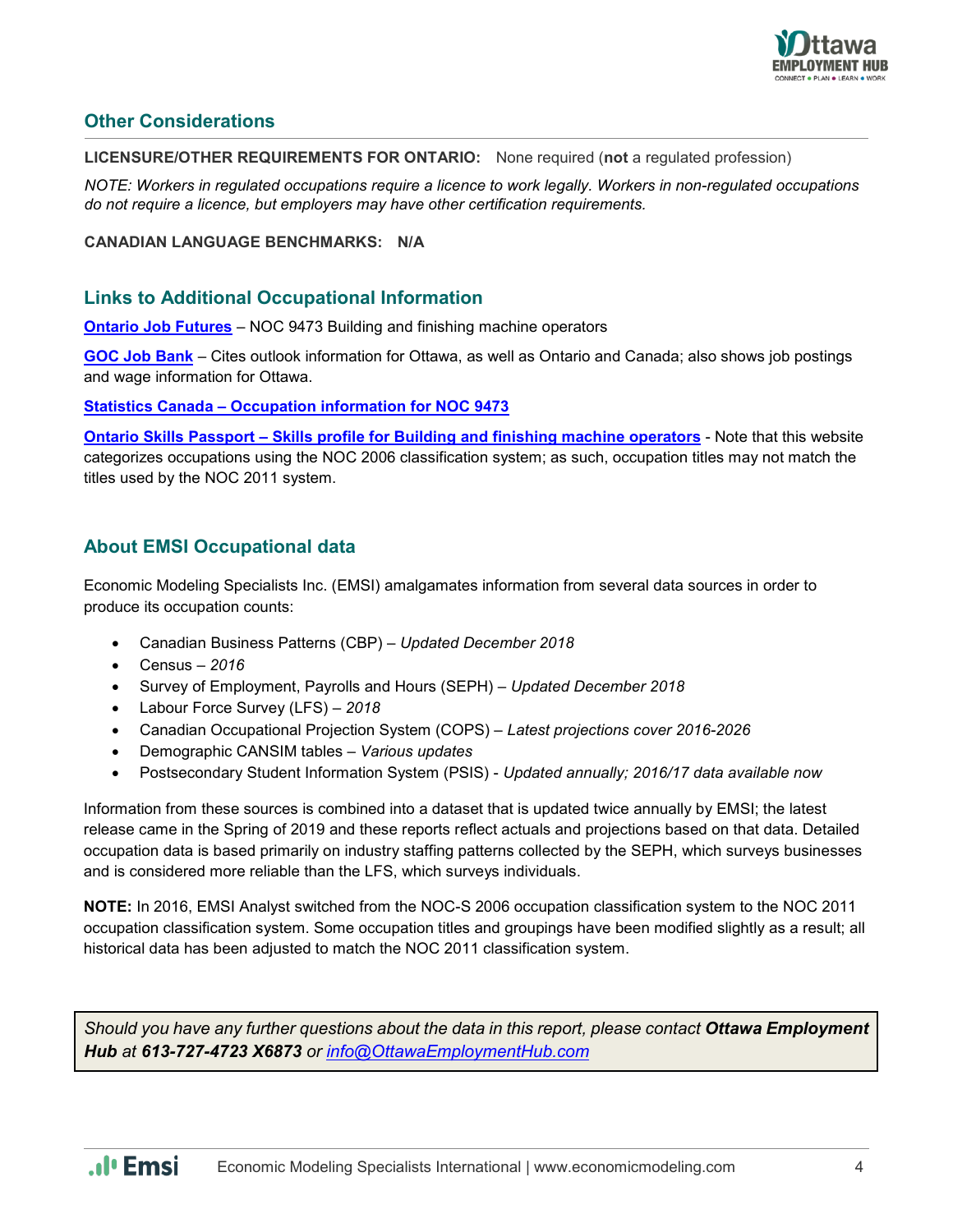## Other Considerations

**LICENSURE/OTHER REQUIREMENTS FOR ONTARIO:** None required (**not** a regulated profession)

*NOTE: Workers in regulated occupations require a licence to work legally. Workers in non-regulated occupations do not require a licence, but employers may have other certification requirements.*

**CANADIAN LANGUAGE BENCHMARKS: N/A**

## Links to Additional Occupational Information

**Ontario Job Futures** – NOC 9473 Building and finishing machine operators

**GOC Job Bank** – Cites outlook information for Ottawa, as well as Ontario and Canada; also shows job postings and wage information for Ottawa.

**Statistics Canada – Occupation information for NOC 9473**

**Ontario Skills Passport – Skills profile for Building and finishing machine operators** - Note that this website categorizes occupations using the NOC 2006 classification system; as such, occupation titles may not match the titles used by the NOC 2011 system.

## About EMSI Occupational data

Economic Modeling Specialists Inc. (EMSI) amalgamates information from several data sources in order to produce its occupation counts:

- Canadian Business Patterns (CBP) – *Updated December 2018*
- Census – *2016*
- Survey of Employment, Payrolls and Hours (SEPH) – *Updated December 2018*
- Labour Force Survey (LFS) – *2018*
- Canadian Occupational Projection System (COPS) – *Latest projections cover 2016-2026*
- Demographic CANSIM tables – *Various updates*
- Postsecondary Student Information System (PSIS) - *Updated annually; 2016/17 data available now*

Information from these sources is combined into a dataset that is updated twice annually by EMSI; the latest release came in the Spring of 2019 and these reports reflect actuals and projections based on that data. Detailed occupation data is based primarily on industry staffing patterns collected by the SEPH, which surveys businesses and is considered more reliable than the LFS, which surveys individuals.

**NOTE:** In 2016, EMSI Analyst switched from the NOC-S 2006 occupation classification system to the NOC 2011 occupation classification system. Some occupation titles and groupings have been modified slightly as a result; all historical data has been adjusted to match the NOC 2011 classification system.

*Should you have any further questions about the data in this report, please contact **Ottawa Employment Hub** at **613-727-4723 X6873** or info@OttawaEmploymentHub.com*